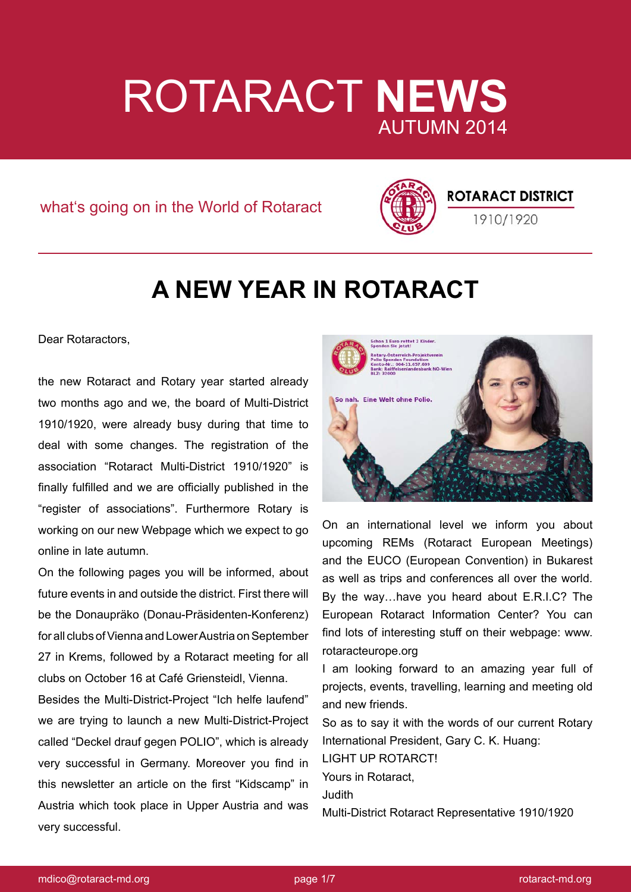# ROTARACT **NEWS**
AUTUMN 2014

what's going on in the World of Rotaract

**ROTARACT DISTRICT**
1910/1920

## A NEW YEAR IN ROTARACT

Dear Rotaractors,

the new Rotaract and Rotary year started already two months ago and we, the board of Multi-District 1910/1920, were already busy during that time to deal with some changes. The registration of the association "Rotaract Multi-District 1910/1920" is finally fulfilled and we are officially published in the "register of associations". Furthermore Rotary is working on our new Webpage which we expect to go online in late autumn.

On the following pages you will be informed, about future events in and outside the district. First there will be the Donaupräko (Donau-Präsidenten-Konferenz) for all clubs of Vienna and Lower Austria on September 27 in Krems, followed by a Rotaract meeting for all clubs on October 16 at Café Griensteidl, Vienna.

Besides the Multi-District-Project "Ich helfe laufend" we are trying to launch a new Multi-District-Project called "Deckel drauf gegen POLIO", which is already very successful in Germany. Moreover you find in this newsletter an article on the first "Kidscamp" in Austria which took place in Upper Austria and was very successful.

On an international level we inform you about upcoming REMs (Rotaract European Meetings) and the EUCO (European Convention) in Bukarest as well as trips and conferences all over the world. By the way…have you heard about E.R.I.C? The European Rotaract Information Center? You can find lots of interesting stuff on their webpage: www.rotaracteurope.org

I am looking forward to an amazing year full of projects, events, travelling, learning and meeting old and new friends.

So as to say it with the words of our current Rotary International President, Gary C. K. Huang:

LIGHT UP ROTARCT!

Yours in Rotaract,

Judith

Multi-District Rotaract Representative 1910/1920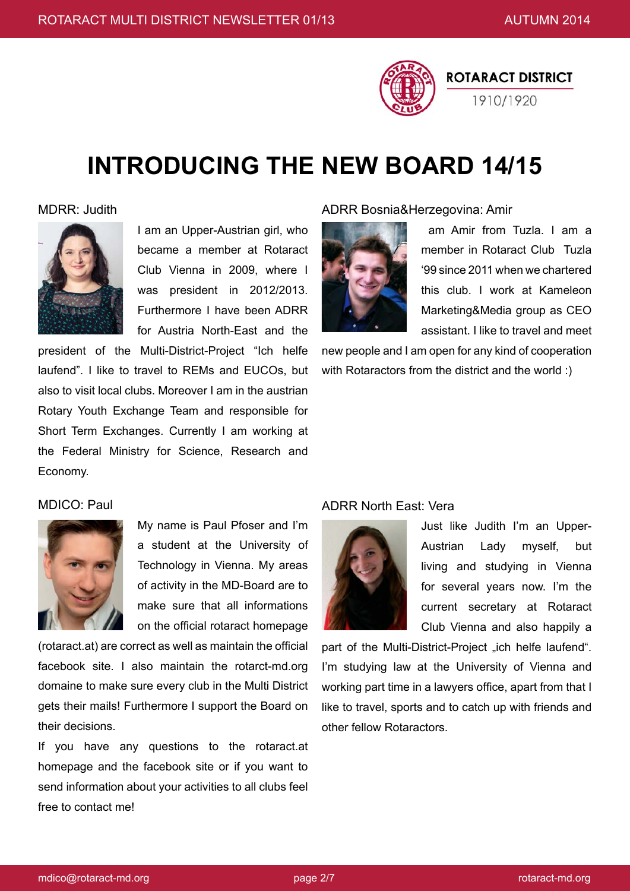ROTARACT DISTRICT
1910/1920

# INTRODUCING THE NEW BOARD 14/15

## MDRR: Judith

I am an Upper-Austrian girl, who became a member at Rotaract Club Vienna in 2009, where I was president in 2012/2013. Furthermore I have been ADRR for Austria North-East and the president of the Multi-District-Project "Ich helfe laufend". I like to travel to REMs and EUCOs, but also to visit local clubs. Moreover I am in the austrian Rotary Youth Exchange Team and responsible for Short Term Exchanges. Currently I am working at the Federal Ministry for Science, Research and Economy.

## ADRR Bosnia&Herzegovina: Amir

am Amir from Tuzla. I am a member in Rotaract Club Tuzla '99 since 2011 when we chartered this club. I work at Kameleon Marketing&Media group as CEO assistant. I like to travel and meet new people and I am open for any kind of cooperation with Rotaractors from the district and the world :)

## MDICO: Paul

My name is Paul Pfoser and I'm a student at the University of Technology in Vienna. My areas of activity in the MD-Board are to make sure that all informations on the official rotaract homepage (rotaract.at) are correct as well as maintain the official facebook site. I also maintain the rotarct-md.org domaine to make sure every club in the Multi District gets their mails! Furthermore I support the Board on their decisions.

If you have any questions to the rotaract.at homepage and the facebook site or if you want to send information about your activities to all clubs feel free to contact me!

## ADRR North East: Vera

Just like Judith I'm an Upper-Austrian Lady myself, but living and studying in Vienna for several years now. I'm the current secretary at Rotaract Club Vienna and also happily a part of the Multi-District-Project „ich helfe laufend". I'm studying law at the University of Vienna and working part time in a lawyers office, apart from that I like to travel, sports and to catch up with friends and other fellow Rotaractors.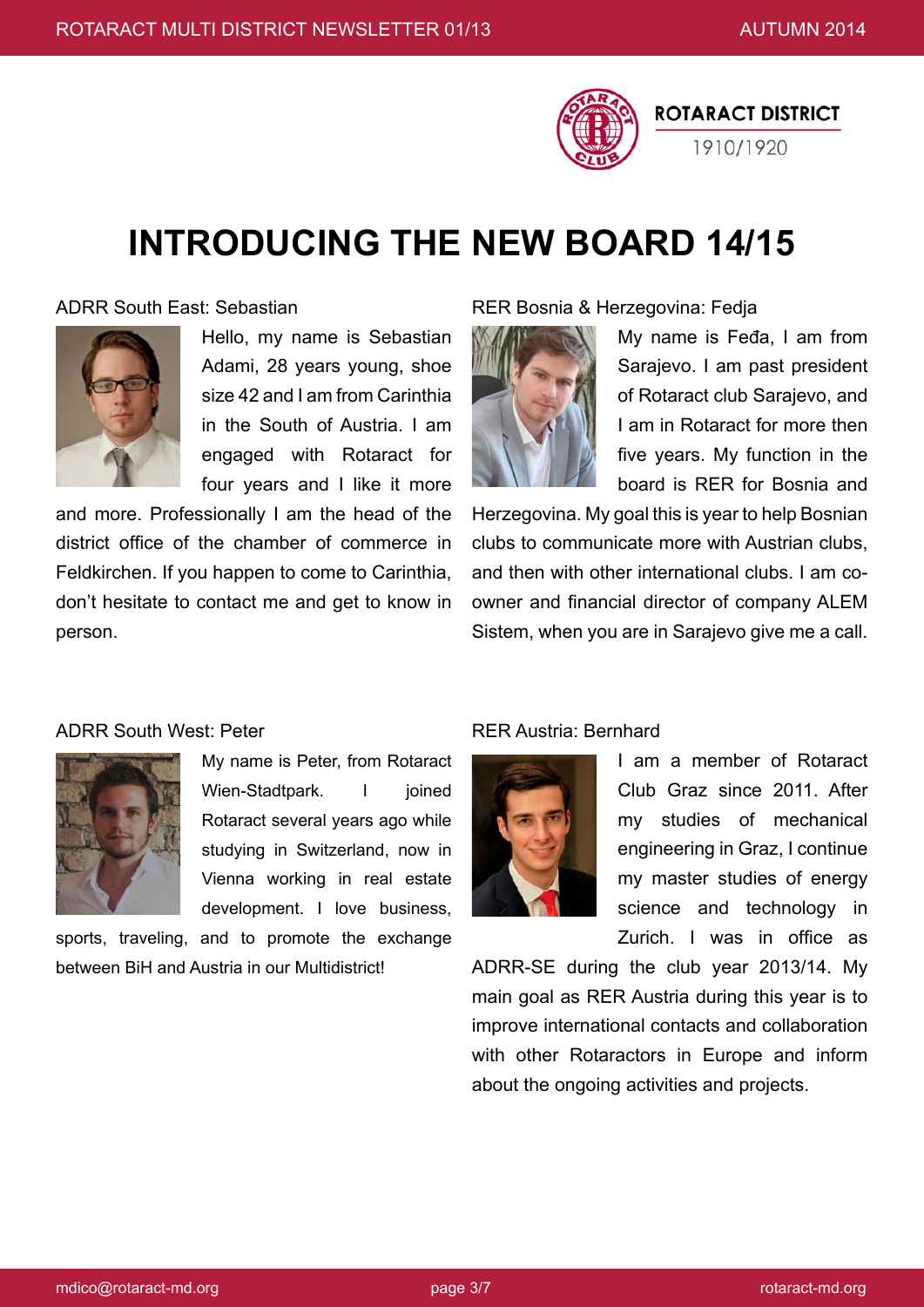ROTARACT DISTRICT
1910/1920

# INTRODUCING THE NEW BOARD 14/15

### ADRR South East: Sebastian

Hello, my name is Sebastian Adami, 28 years young, shoe size 42 and I am from Carinthia in the South of Austria. I am engaged with Rotaract for four years and I like it more and more. Professionally I am the head of the district office of the chamber of commerce in Feldkirchen. If you happen to come to Carinthia, don't hesitate to contact me and get to know in person.

### RER Bosnia & Herzegovina: Fedja

My name is Feđa, I am from Sarajevo. I am past president of Rotaract club Sarajevo, and I am in Rotaract for more then five years. My function in the board is RER for Bosnia and Herzegovina. My goal this is year to help Bosnian clubs to communicate more with Austrian clubs, and then with other international clubs. I am co-owner and financial director of company ALEM Sistem, when you are in Sarajevo give me a call.

### ADRR South West: Peter

My name is Peter, from Rotaract Wien-Stadtpark. I joined Rotaract several years ago while studying in Switzerland, now in Vienna working in real estate development. I love business, sports, traveling, and to promote the exchange between BiH and Austria in our Multidistrict!

### RER Austria: Bernhard

I am a member of Rotaract Club Graz since 2011. After my studies of mechanical engineering in Graz, I continue my master studies of energy science and technology in Zurich. I was in office as ADRR-SE during the club year 2013/14. My main goal as RER Austria during this year is to improve international contacts and collaboration with other Rotaractors in Europe and inform about the ongoing activities and projects.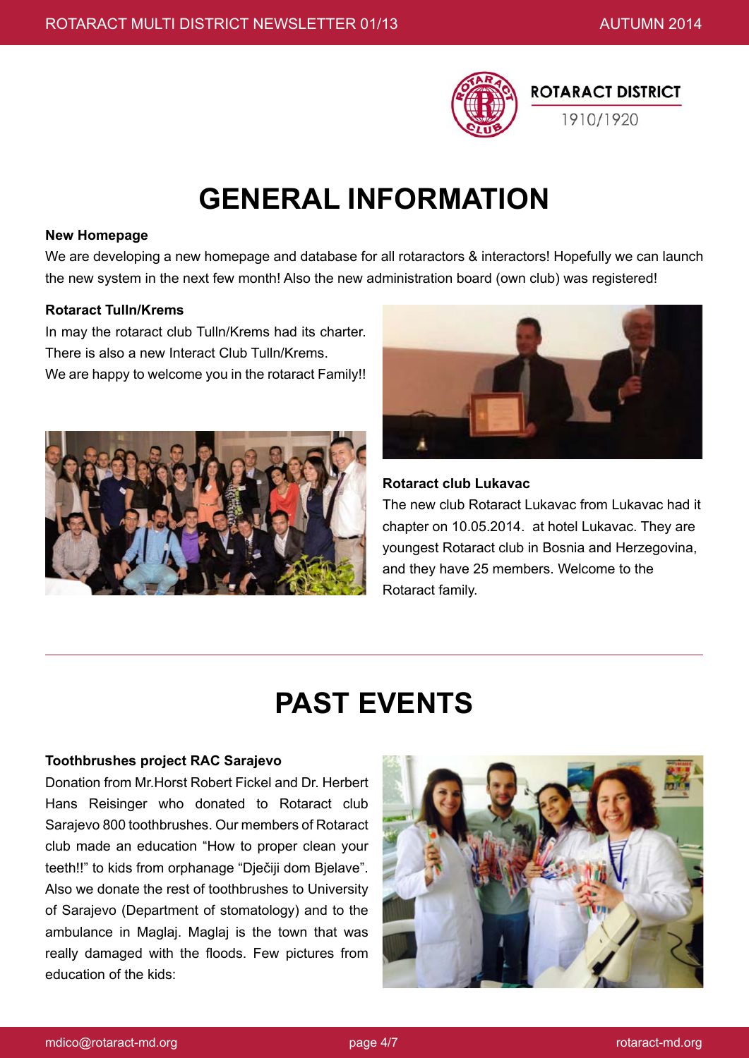ROTARACT DISTRICT

1910/1920

# GENERAL INFORMATION

**New Homepage**

We are developing a new homepage and database for all rotaractors & interactors! Hopefully we can launch the new system in the next few month! Also the new administration board (own club) was registered!

**Rotaract Tulln/Krems**

In may the rotaract club Tulln/Krems had its charter. There is also a new Interact Club Tulln/Krems. We are happy to welcome you in the rotaract Family!!

**Rotaract club Lukavac**

The new club Rotaract Lukavac from Lukavac had it chapter on 10.05.2014. at hotel Lukavac. They are youngest Rotaract club in Bosnia and Herzegovina, and they have 25 members. Welcome to the Rotaract family.

# PAST EVENTS

**Toothbrushes project RAC Sarajevo**

Donation from Mr.Horst Robert Fickel and Dr. Herbert Hans Reisinger who donated to Rotaract club Sarajevo 800 toothbrushes. Our members of Rotaract club made an education "How to proper clean your teeth!!" to kids from orphanage "Dječiji dom Bjelave". Also we donate the rest of toothbrushes to University of Sarajevo (Department of stomatology) and to the ambulance in Maglaj. Maglaj is the town that was really damaged with the floods. Few pictures from education of the kids: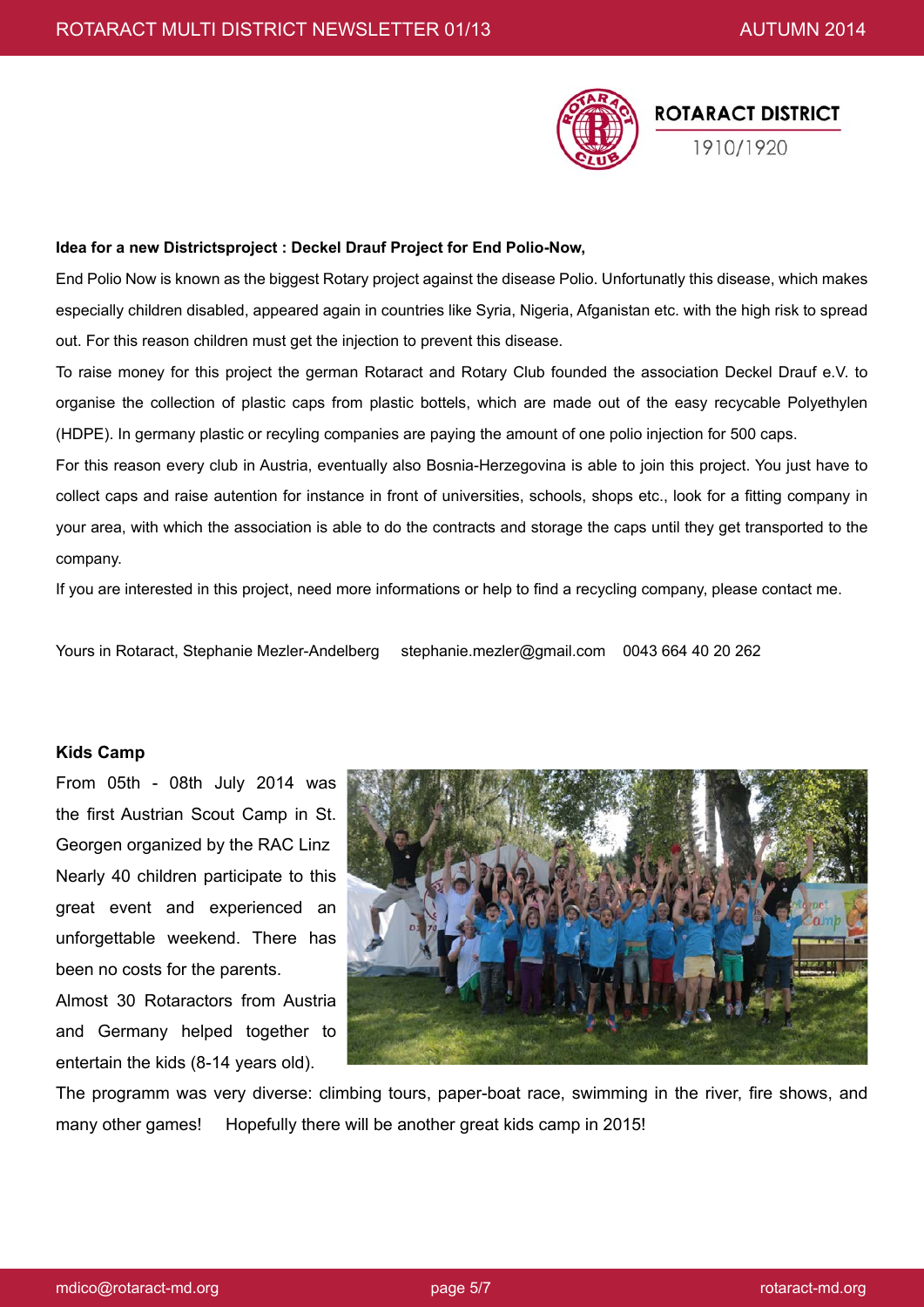**ROTARACT DISTRICT**

1910/1920

**Idea for a new Districtsproject : Deckel Drauf Project for End Polio-Now,**

End Polio Now is known as the biggest Rotary project against the disease Polio. Unfortunatly this disease, which makes especially children disabled, appeared again in countries like Syria, Nigeria, Afganistan etc. with the high risk to spread out. For this reason children must get the injection to prevent this disease.

To raise money for this project the german Rotaract and Rotary Club founded the association Deckel Drauf e.V. to organise the collection of plastic caps from plastic bottels, which are made out of the easy recycable Polyethylen (HDPE). In germany plastic or recyling companies are paying the amount of one polio injection for 500 caps.

For this reason every club in Austria, eventually also Bosnia-Herzegovina is able to join this project. You just have to collect caps and raise autention for instance in front of universities, schools, shops etc., look for a fitting company in your area, with which the association is able to do the contracts and storage the caps until they get transported to the company.

If you are interested in this project, need more informations or help to find a recycling company, please contact me.

Yours in Rotaract, Stephanie Mezler-Andelberg stephanie.mezler@gmail.com 0043 664 40 20 262

**Kids Camp**

From 05th - 08th July 2014 was the first Austrian Scout Camp in St. Georgen organized by the RAC Linz Nearly 40 children participate to this great event and experienced an unforgettable weekend. There has been no costs for the parents.

Almost 30 Rotaractors from Austria and Germany helped together to entertain the kids (8-14 years old).

The programm was very diverse: climbing tours, paper-boat race, swimming in the river, fire shows, and many other games! Hopefully there will be another great kids camp in 2015!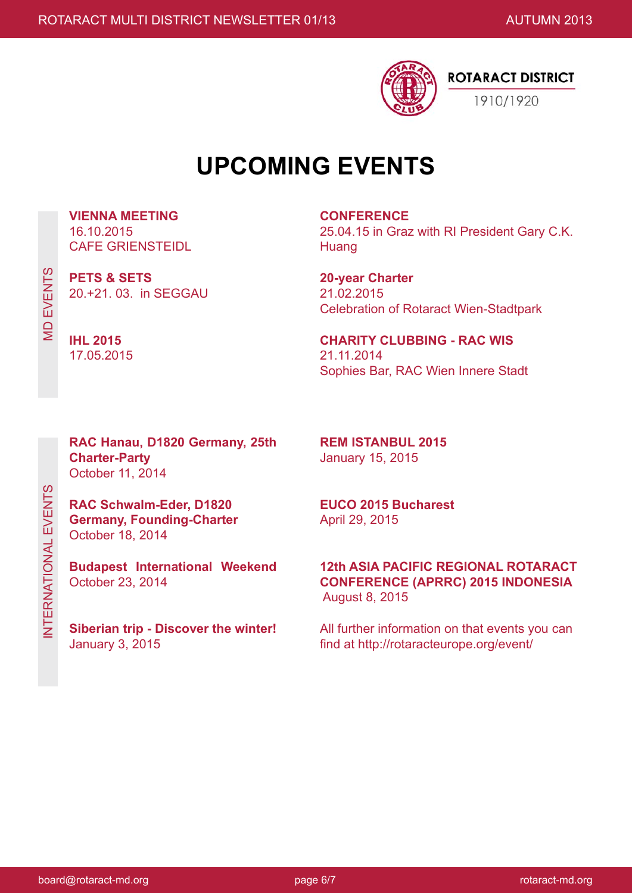ROTARACT DISTRICT
1910/1920

# UPCOMING EVENTS

## MD EVENTS

**VIENNA MEETING**
16.10.2015
CAFE GRIENSTEIDL

**PETS & SETS**
20.+21. 03. in SEGGAU

**IHL 2015**
17.05.2015

**CONFERENCE**
25.04.15 in Graz with RI President Gary C.K. Huang

**20-year Charter**
21.02.2015
Celebration of Rotaract Wien-Stadtpark

**CHARITY CLUBBING - RAC WIS**
21.11.2014
Sophies Bar, RAC Wien Innere Stadt

## INTERNATIONAL EVENTS

**RAC Hanau, D1820 Germany, 25th Charter-Party**
October 11, 2014

**RAC Schwalm-Eder, D1820 Germany, Founding-Charter**
October 18, 2014

**Budapest International Weekend**
October 23, 2014

**Siberian trip - Discover the winter!**
January 3, 2015

**REM ISTANBUL 2015**
January 15, 2015

**EUCO 2015 Bucharest**
April 29, 2015

**12th ASIA PACIFIC REGIONAL ROTARACT CONFERENCE (APRRC) 2015 INDONESIA**
August 8, 2015

All further information on that events you can find at http://rotaracteurope.org/event/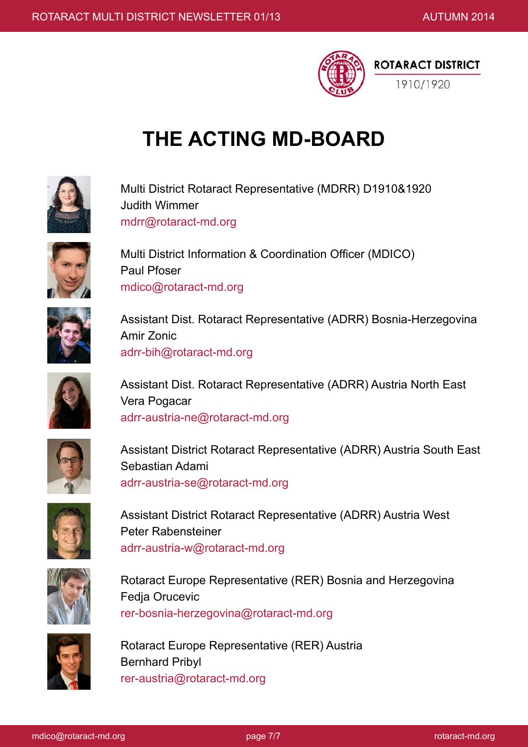ROTARACT DISTRICT

1910/1920

# THE ACTING MD-BOARD

Multi District Rotaract Representative (MDRR) D1910&1920
Judith Wimmer
mdrr@rotaract-md.org

Multi District Information & Coordination Officer (MDICO)
Paul Pfoser
mdico@rotaract-md.org

Assistant Dist. Rotaract Representative (ADRR) Bosnia-Herzegovina
Amir Zonic
adrr-bih@rotaract-md.org

Assistant Dist. Rotaract Representative (ADRR) Austria North East
Vera Pogacar
adrr-austria-ne@rotaract-md.org

Assistant District Rotaract Representative (ADRR) Austria South East
Sebastian Adami
adrr-austria-se@rotaract-md.org

Assistant District Rotaract Representative (ADRR) Austria West
Peter Rabensteiner
adrr-austria-w@rotaract-md.org

Rotaract Europe Representative (RER) Bosnia and Herzegovina
Fedja Orucevic
rer-bosnia-herzegovina@rotaract-md.org

Rotaract Europe Representative (RER) Austria
Bernhard Pribyl
rer-austria@rotaract-md.org